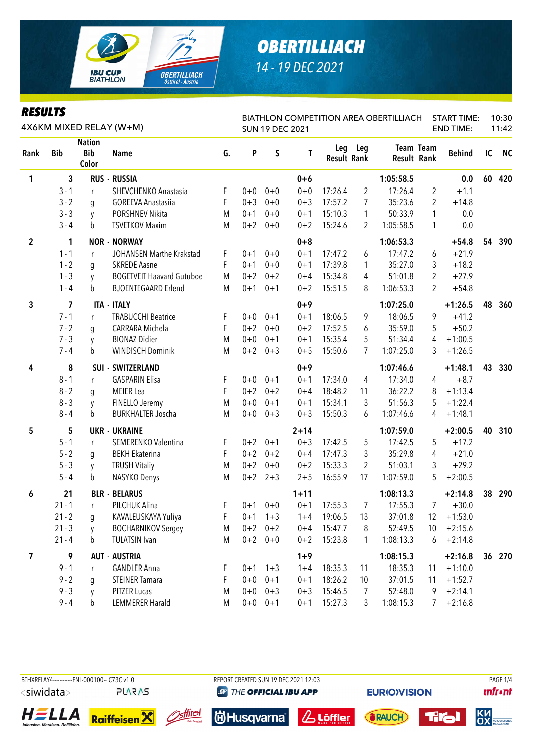# OBERTILLIACH

14 - 19 DEC 2021

## RESULTS

4X6KM MIXED RELAY (W+M)

BIATHLON COMPETITION AREA OBERTILLIACH
SUN 19 DEC 2021

START TIME: 10:30
END TIME: 11:42

| Rank | Bib | Nation Bib Color | Name | G. | P | S | T | Leg Result | Leg Rank | Team Result | Team Rank | Behind | IC | NC |
|---|---|---|---|---|---|---|---|---|---|---|---|---|---|---|
| 1 | 3 | | RUS - RUSSIA | | | | 0+6 | | | 1:05:58.5 | | 0.0 | 60 | 420 |
| | 3 - 1 | r | SHEVCHENKO Anastasia | F | 0+0 | 0+0 | 0+0 | 17:26.4 | 2 | 17:26.4 | 2 | +1.1 | | |
| | 3 - 2 | g | GOREEVA Anastasiia | F | 0+3 | 0+0 | 0+3 | 17:57.2 | 7 | 35:23.6 | 2 | +14.8 | | |
| | 3 - 3 | y | PORSHNEV Nikita | M | 0+1 | 0+0 | 0+1 | 15:10.3 | 1 | 50:33.9 | 1 | 0.0 | | |
| | 3 - 4 | b | TSVETKOV Maxim | M | 0+2 | 0+0 | 0+2 | 15:24.6 | 2 | 1:05:58.5 | 1 | 0.0 | | |
| 2 | 1 | | NOR - NORWAY | | | | 0+8 | | | 1:06:53.3 | | +54.8 | 54 | 390 |
| | 1 - 1 | r | JOHANSEN Marthe Krakstad | F | 0+1 | 0+0 | 0+1 | 17:47.2 | 6 | 17:47.2 | 6 | +21.9 | | |
| | 1 - 2 | g | SKREDE Aasne | F | 0+1 | 0+0 | 0+1 | 17:39.8 | 1 | 35:27.0 | 3 | +18.2 | | |
| | 1 - 3 | y | BOGETVEIT Haavard Gutuboe | M | 0+2 | 0+2 | 0+4 | 15:34.8 | 4 | 51:01.8 | 2 | +27.9 | | |
| | 1 - 4 | b | BJOENTEGAARD Erlend | M | 0+1 | 0+1 | 0+2 | 15:51.5 | 8 | 1:06:53.3 | 2 | +54.8 | | |
| 3 | 7 | | ITA - ITALY | | | | 0+9 | | | 1:07:25.0 | | +1:26.5 | 48 | 360 |
| | 7 - 1 | r | TRABUCCHI Beatrice | F | 0+0 | 0+1 | 0+1 | 18:06.5 | 9 | 18:06.5 | 9 | +41.2 | | |
| | 7 - 2 | g | CARRARA Michela | F | 0+2 | 0+0 | 0+2 | 17:52.5 | 6 | 35:59.0 | 5 | +50.2 | | |
| | 7 - 3 | y | BIONAZ Didier | M | 0+0 | 0+1 | 0+1 | 15:35.4 | 5 | 51:34.4 | 4 | +1:00.5 | | |
| | 7 - 4 | b | WINDISCH Dominik | M | 0+2 | 0+3 | 0+5 | 15:50.6 | 7 | 1:07:25.0 | 3 | +1:26.5 | | |
| 4 | 8 | | SUI - SWITZERLAND | | | | 0+9 | | | 1:07:46.6 | | +1:48.1 | 43 | 330 |
| | 8 - 1 | r | GASPARIN Elisa | F | 0+0 | 0+1 | 0+1 | 17:34.0 | 4 | 17:34.0 | 4 | +8.7 | | |
| | 8 - 2 | g | MEIER Lea | F | 0+2 | 0+2 | 0+4 | 18:48.2 | 11 | 36:22.2 | 8 | +1:13.4 | | |
| | 8 - 3 | y | FINELLO Jeremy | M | 0+0 | 0+1 | 0+1 | 15:34.1 | 3 | 51:56.3 | 5 | +1:22.4 | | |
| | 8 - 4 | b | BURKHALTER Joscha | M | 0+0 | 0+3 | 0+3 | 15:50.3 | 6 | 1:07:46.6 | 4 | +1:48.1 | | |
| 5 | 5 | | UKR - UKRAINE | | | | 2+14 | | | 1:07:59.0 | | +2:00.5 | 40 | 310 |
| | 5 - 1 | r | SEMERENKO Valentina | F | 0+2 | 0+1 | 0+3 | 17:42.5 | 5 | 17:42.5 | 5 | +17.2 | | |
| | 5 - 2 | g | BEKH Ekaterina | F | 0+2 | 0+2 | 0+4 | 17:47.3 | 3 | 35:29.8 | 4 | +21.0 | | |
| | 5 - 3 | y | TRUSH Vitaliy | M | 0+2 | 0+0 | 0+2 | 15:33.3 | 2 | 51:03.1 | 3 | +29.2 | | |
| | 5 - 4 | b | NASYKO Denys | M | 0+2 | 2+3 | 2+5 | 16:55.9 | 17 | 1:07:59.0 | 5 | +2:00.5 | | |
| 6 | 21 | | BLR - BELARUS | | | | 1+11 | | | 1:08:13.3 | | +2:14.8 | 38 | 290 |
| | 21 - 1 | r | PILCHUK Alina | F | 0+1 | 0+0 | 0+1 | 17:55.3 | 7 | 17:55.3 | 7 | +30.0 | | |
| | 21 - 2 | g | KAVALEUSKAYA Yuliya | F | 0+1 | 1+3 | 1+4 | 19:06.5 | 13 | 37:01.8 | 12 | +1:53.0 | | |
| | 21 - 3 | y | BOCHARNIKOV Sergey | M | 0+2 | 0+2 | 0+4 | 15:47.7 | 8 | 52:49.5 | 10 | +2:15.6 | | |
| | 21 - 4 | b | TULATSIN Ivan | M | 0+2 | 0+0 | 0+2 | 15:23.8 | 1 | 1:08:13.3 | 6 | +2:14.8 | | |
| 7 | 9 | | AUT - AUSTRIA | | | | 1+9 | | | 1:08:15.3 | | +2:16.8 | 36 | 270 |
| | 9 - 1 | r | GANDLER Anna | F | 0+1 | 1+3 | 1+4 | 18:35.3 | 11 | 18:35.3 | 11 | +1:10.0 | | |
| | 9 - 2 | g | STEINER Tamara | F | 0+0 | 0+1 | 0+1 | 18:26.2 | 10 | 37:01.5 | 11 | +1:52.7 | | |
| | 9 - 3 | y | PITZER Lucas | M | 0+0 | 0+3 | 0+3 | 15:46.5 | 7 | 52:48.0 | 9 | +2:14.1 | | |
| | 9 - 4 | b | LEMMERER Harald | M | 0+0 | 0+1 | 0+1 | 15:27.3 | 3 | 1:08:15.3 | 7 | +2:16.8 | | |

BTHXRELAY4-----------FNL-000100-- C73C v1.0 REPORT CREATED SUN 19 DEC 2021 12:03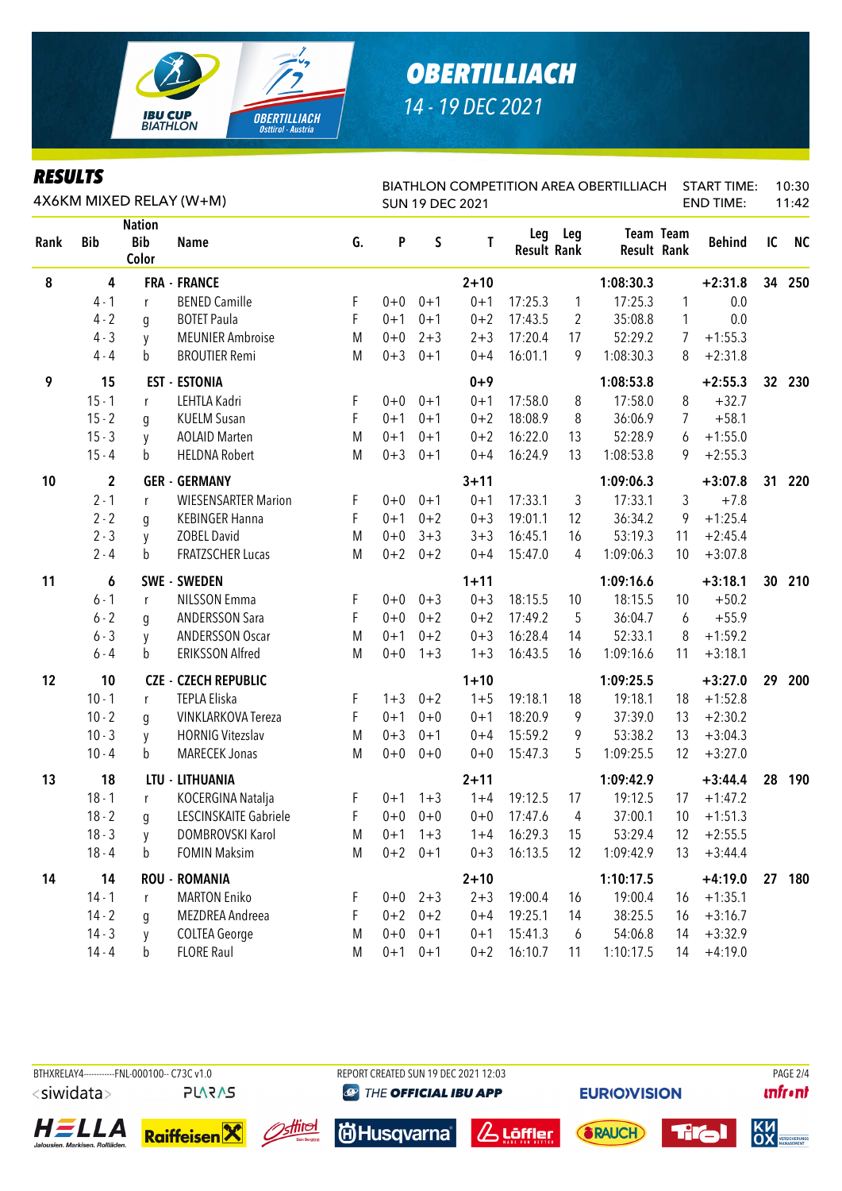# OBERTILLIACH

14 - 19 DEC 2021

## RESULTS

4X6KM MIXED RELAY (W+M)

BIATHLON COMPETITION AREA OBERTILLIACH
SUN 19 DEC 2021

START TIME: 10:30
END TIME: 11:42

| Rank | Bib | Nation Bib Color | Name | G. | P | S | T | Leg Result | Leg Rank | Team Result | Team Rank | Behind | IC | NC |
|---|---|---|---|---|---|---|---|---|---|---|---|---|---|---|
| 8 | 4 | FRA | FRANCE | | | | 2+10 | | | 1:08:30.3 | | +2:31.8 | 34 | 250 |
| | 4 - 1 | r | BENED Camille | F | 0+0 | 0+1 | 0+1 | 17:25.3 | 1 | 17:25.3 | 1 | 0.0 | | |
| | 4 - 2 | g | BOTET Paula | F | 0+1 | 0+1 | 0+2 | 17:43.5 | 2 | 35:08.8 | 1 | 0.0 | | |
| | 4 - 3 | y | MEUNIER Ambroise | M | 0+0 | 2+3 | 2+3 | 17:20.4 | 17 | 52:29.2 | 7 | +1:55.3 | | |
| | 4 - 4 | b | BROUTIER Remi | M | 0+3 | 0+1 | 0+4 | 16:01.1 | 9 | 1:08:30.3 | 8 | +2:31.8 | | |
| 9 | 15 | EST | ESTONIA | | | | 0+9 | | | 1:08:53.8 | | +2:55.3 | 32 | 230 |
| | 15 - 1 | r | LEHTLA Kadri | F | 0+0 | 0+1 | 0+1 | 17:58.0 | 8 | 17:58.0 | 8 | +32.7 | | |
| | 15 - 2 | g | KUELM Susan | F | 0+1 | 0+1 | 0+2 | 18:08.9 | 8 | 36:06.9 | 7 | +58.1 | | |
| | 15 - 3 | y | AOLAID Marten | M | 0+1 | 0+1 | 0+2 | 16:22.0 | 13 | 52:28.9 | 6 | +1:55.0 | | |
| | 15 - 4 | b | HELDNA Robert | M | 0+3 | 0+1 | 0+4 | 16:24.9 | 13 | 1:08:53.8 | 9 | +2:55.3 | | |
| 10 | 2 | GER | GERMANY | | | | 3+11 | | | 1:09:06.3 | | +3:07.8 | 31 | 220 |
| | 2 - 1 | r | WIESENSARTER Marion | F | 0+0 | 0+1 | 0+1 | 17:33.1 | 3 | 17:33.1 | 3 | +7.8 | | |
| | 2 - 2 | g | KEBINGER Hanna | F | 0+1 | 0+2 | 0+3 | 19:01.1 | 12 | 36:34.2 | 9 | +1:25.4 | | |
| | 2 - 3 | y | ZOBEL David | M | 0+0 | 3+3 | 3+3 | 16:45.1 | 16 | 53:19.3 | 11 | +2:45.4 | | |
| | 2 - 4 | b | FRATZSCHER Lucas | M | 0+2 | 0+2 | 0+4 | 15:47.0 | 4 | 1:09:06.3 | 10 | +3:07.8 | | |
| 11 | 6 | SWE | SWEDEN | | | | 1+11 | | | 1:09:16.6 | | +3:18.1 | 30 | 210 |
| | 6 - 1 | r | NILSSON Emma | F | 0+0 | 0+3 | 0+3 | 18:15.5 | 10 | 18:15.5 | 10 | +50.2 | | |
| | 6 - 2 | g | ANDERSSON Sara | F | 0+0 | 0+2 | 0+2 | 17:49.2 | 5 | 36:04.7 | 6 | +55.9 | | |
| | 6 - 3 | y | ANDERSSON Oscar | M | 0+1 | 0+2 | 0+3 | 16:28.4 | 14 | 52:33.1 | 8 | +1:59.2 | | |
| | 6 - 4 | b | ERIKSSON Alfred | M | 0+0 | 1+3 | 1+3 | 16:43.5 | 16 | 1:09:16.6 | 11 | +3:18.1 | | |
| 12 | 10 | CZE | CZECH REPUBLIC | | | | 1+10 | | | 1:09:25.5 | | +3:27.0 | 29 | 200 |
| | 10 - 1 | r | TEPLA Eliska | F | 1+3 | 0+2 | 1+5 | 19:18.1 | 18 | 19:18.1 | 18 | +1:52.8 | | |
| | 10 - 2 | g | VINKLARKOVA Tereza | F | 0+1 | 0+0 | 0+1 | 18:20.9 | 9 | 37:39.0 | 13 | +2:30.2 | | |
| | 10 - 3 | y | HORNIG Vitezslav | M | 0+3 | 0+1 | 0+4 | 15:59.2 | 9 | 53:38.2 | 13 | +3:04.3 | | |
| | 10 - 4 | b | MARECEK Jonas | M | 0+0 | 0+0 | 0+0 | 15:47.3 | 5 | 1:09:25.5 | 12 | +3:27.0 | | |
| 13 | 18 | LTU | LITHUANIA | | | | 2+11 | | | 1:09:42.9 | | +3:44.4 | 28 | 190 |
| | 18 - 1 | r | KOCERGINA Natalja | F | 0+1 | 1+3 | 1+4 | 19:12.5 | 17 | 19:12.5 | 17 | +1:47.2 | | |
| | 18 - 2 | g | LESCINSKAITE Gabriele | F | 0+0 | 0+0 | 0+0 | 17:47.6 | 4 | 37:00.1 | 10 | +1:51.3 | | |
| | 18 - 3 | y | DOMBROVSKI Karol | M | 0+1 | 1+3 | 1+4 | 16:29.3 | 15 | 53:29.4 | 12 | +2:55.5 | | |
| | 18 - 4 | b | FOMIN Maksim | M | 0+2 | 0+1 | 0+3 | 16:13.5 | 12 | 1:09:42.9 | 13 | +3:44.4 | | |
| 14 | 14 | ROU | ROMANIA | | | | 2+10 | | | 1:10:17.5 | | +4:19.0 | 27 | 180 |
| | 14 - 1 | r | MARTON Eniko | F | 0+0 | 2+3 | 2+3 | 19:00.4 | 16 | 19:00.4 | 16 | +1:35.1 | | |
| | 14 - 2 | g | MEZDREA Andreea | F | 0+2 | 0+2 | 0+4 | 19:25.1 | 14 | 38:25.5 | 16 | +3:16.7 | | |
| | 14 - 3 | y | COLTEA George | M | 0+0 | 0+1 | 0+1 | 15:41.3 | 6 | 54:06.8 | 14 | +3:32.9 | | |
| | 14 - 4 | b | FLORE Raul | M | 0+1 | 0+1 | 0+2 | 16:10.7 | 11 | 1:10:17.5 | 14 | +4:19.0 | | |

BTHXRELAY4------------FNL-000100-- C73C v1.0 REPORT CREATED SUN 19 DEC 2021 12:03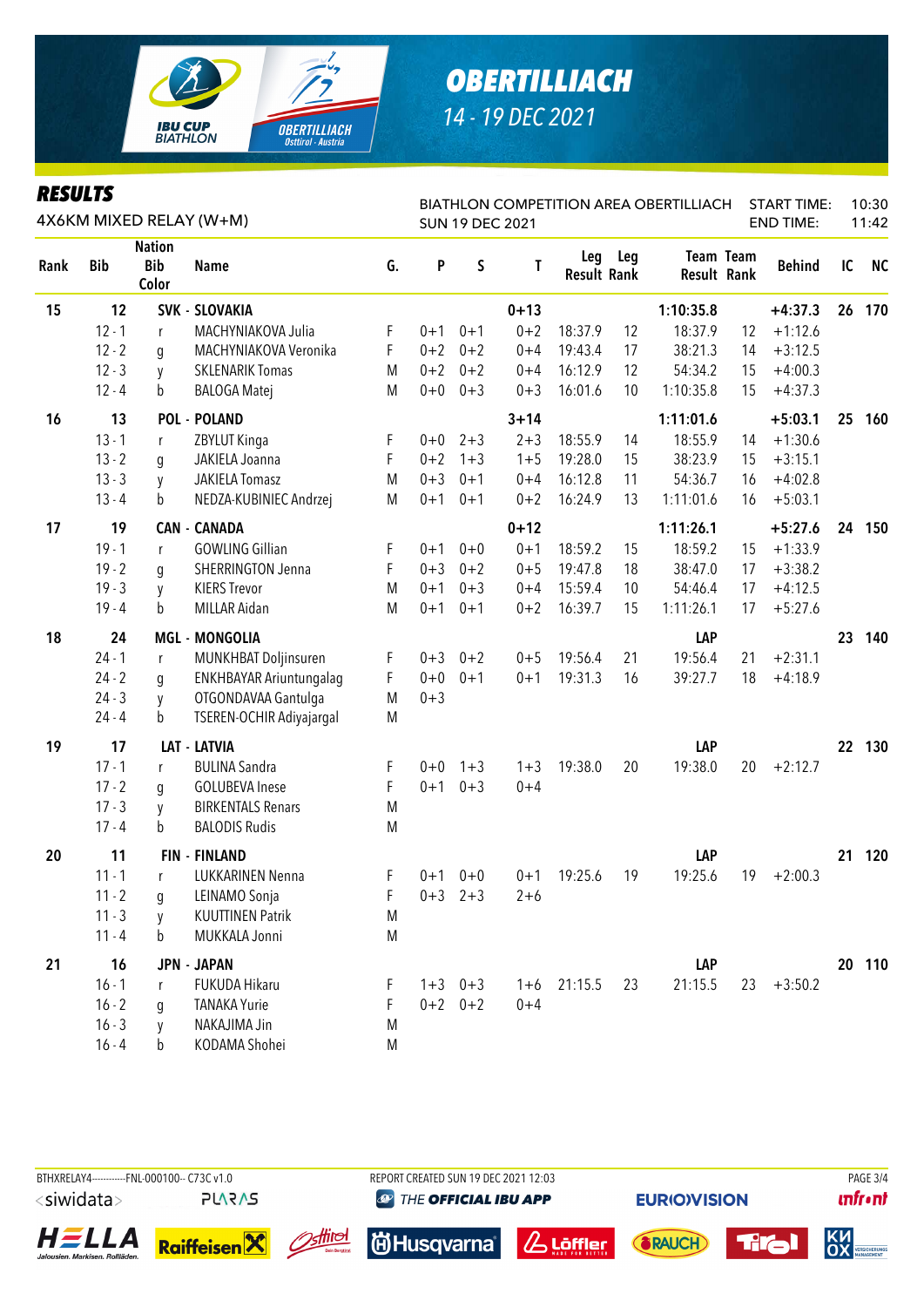# OBERTILLIACH

14 - 19 DEC 2021

## RESULTS

4X6KM MIXED RELAY (W+M)

BIATHLON COMPETITION AREA OBERTILLIACH
SUN 19 DEC 2021

START TIME: 10:30
END TIME: 11:42

| Rank | Bib | Nation Bib Color | Name | G. | P | S | T | Leg Result | Leg Rank | Team Result | Team Rank | Behind | IC | NC |
|---|---|---|---|---|---|---|---|---|---|---|---|---|---|---|
| 15 | 12 | | SVK - SLOVAKIA | | | | 0+13 | | | 1:10:35.8 | | +4:37.3 | 26 | 170 |
| | 12 - 1 | r | MACHYNIAKOVA Julia | F | 0+1 | 0+1 | 0+2 | 18:37.9 | 12 | 18:37.9 | 12 | +1:12.6 | | |
| | 12 - 2 | g | MACHYNIAKOVA Veronika | F | 0+2 | 0+2 | 0+4 | 19:43.4 | 17 | 38:21.3 | 14 | +3:12.5 | | |
| | 12 - 3 | y | SKLENARIK Tomas | M | 0+2 | 0+2 | 0+4 | 16:12.9 | 12 | 54:34.2 | 15 | +4:00.3 | | |
| | 12 - 4 | b | BALOGA Matej | M | 0+0 | 0+3 | 0+3 | 16:01.6 | 10 | 1:10:35.8 | 15 | +4:37.3 | | |
| 16 | 13 | | POL - POLAND | | | | 3+14 | | | 1:11:01.6 | | +5:03.1 | 25 | 160 |
| | 13 - 1 | r | ZBYLUT Kinga | F | 0+0 | 2+3 | 2+3 | 18:55.9 | 14 | 18:55.9 | 14 | +1:30.6 | | |
| | 13 - 2 | g | JAKIELA Joanna | F | 0+2 | 1+3 | 1+5 | 19:28.0 | 15 | 38:23.9 | 15 | +3:15.1 | | |
| | 13 - 3 | y | JAKIELA Tomasz | M | 0+3 | 0+1 | 0+4 | 16:12.8 | 11 | 54:36.7 | 16 | +4:02.8 | | |
| | 13 - 4 | b | NEDZA-KUBINIEC Andrzej | M | 0+1 | 0+1 | 0+2 | 16:24.9 | 13 | 1:11:01.6 | 16 | +5:03.1 | | |
| 17 | 19 | | CAN - CANADA | | | | 0+12 | | | 1:11:26.1 | | +5:27.6 | 24 | 150 |
| | 19 - 1 | r | GOWLING Gillian | F | 0+1 | 0+0 | 0+1 | 18:59.2 | 15 | 18:59.2 | 15 | +1:33.9 | | |
| | 19 - 2 | g | SHERRINGTON Jenna | F | 0+3 | 0+2 | 0+5 | 19:47.8 | 18 | 38:47.0 | 17 | +3:38.2 | | |
| | 19 - 3 | y | KIERS Trevor | M | 0+1 | 0+3 | 0+4 | 15:59.4 | 10 | 54:46.4 | 17 | +4:12.5 | | |
| | 19 - 4 | b | MILLAR Aidan | M | 0+1 | 0+1 | 0+2 | 16:39.7 | 15 | 1:11:26.1 | 17 | +5:27.6 | | |
| 18 | 24 | | MGL - MONGOLIA | | | | | | | LAP | | | 23 | 140 |
| | 24 - 1 | r | MUNKHBAT Doljinsuren | F | 0+3 | 0+2 | 0+5 | 19:56.4 | 21 | 19:56.4 | 21 | +2:31.1 | | |
| | 24 - 2 | g | ENKHBAYAR Ariuntungalag | F | 0+0 | 0+1 | 0+1 | 19:31.3 | 16 | 39:27.7 | 18 | +4:18.9 | | |
| | 24 - 3 | y | OTGONDAVAA Gantulga | M | 0+3 | | | | | | | | | |
| | 24 - 4 | b | TSEREN-OCHIR Adiyajargal | M | | | | | | | | | | |
| 19 | 17 | | LAT - LATVIA | | | | | | | LAP | | | 22 | 130 |
| | 17 - 1 | r | BULINA Sandra | F | 0+0 | 1+3 | 1+3 | 19:38.0 | 20 | 19:38.0 | 20 | +2:12.7 | | |
| | 17 - 2 | g | GOLUBEVA Inese | F | 0+1 | 0+3 | 0+4 | | | | | | | |
| | 17 - 3 | y | BIRKENTALS Renars | M | | | | | | | | | | |
| | 17 - 4 | b | BALODIS Rudis | M | | | | | | | | | | |
| 20 | 11 | | FIN - FINLAND | | | | | | | LAP | | | 21 | 120 |
| | 11 - 1 | r | LUKKARINEN Nenna | F | 0+1 | 0+0 | 0+1 | 19:25.6 | 19 | 19:25.6 | 19 | +2:00.3 | | |
| | 11 - 2 | g | LEINAMO Sonja | F | 0+3 | 2+3 | 2+6 | | | | | | | |
| | 11 - 3 | y | KUUTTINEN Patrik | M | | | | | | | | | | |
| | 11 - 4 | b | MUKKALA Jonni | M | | | | | | | | | | |
| 21 | 16 | | JPN - JAPAN | | | | | | | LAP | | | 20 | 110 |
| | 16 - 1 | r | FUKUDA Hikaru | F | 1+3 | 0+3 | 1+6 | 21:15.5 | 23 | 21:15.5 | 23 | +3:50.2 | | |
| | 16 - 2 | g | TANAKA Yurie | F | 0+2 | 0+2 | 0+4 | | | | | | | |
| | 16 - 3 | y | NAKAJIMA Jin | M | | | | | | | | | | |
| | 16 - 4 | b | KODAMA Shohei | M | | | | | | | | | | |

BTHXRELAY4------------FNL-000100-- C73C v1.0 REPORT CREATED SUN 19 DEC 2021 12:03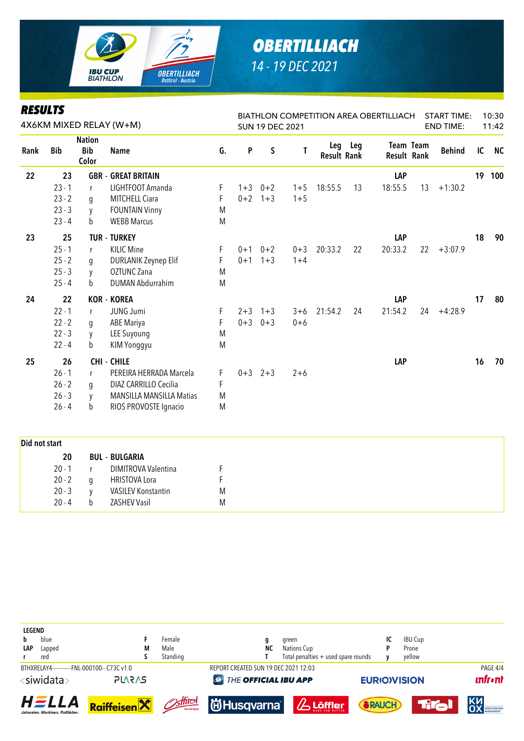# OBERTILLIACH

14 - 19 DEC 2021

## RESULTS

4X6KM MIXED RELAY (W+M)

BIATHLON COMPETITION AREA OBERTILLIACH
SUN 19 DEC 2021

START TIME: 10:30
END TIME: 11:42

| Rank | Bib | Nation Bib Color | Name | G. | P | S | T | Leg Result | Leg Rank | Team Result | Team Rank | Behind | IC | NC |
|---|---|---|---|---|---|---|---|---|---|---|---|---|---|---|
| 22 | 23 | | GBR - GREAT BRITAIN | | | | | | | LAP | | | 19 | 100 |
| | 23 - 1 | r | LIGHTFOOT Amanda | F | 1+3 | 0+2 | 1+5 | 18:55.5 | 13 | 18:55.5 | 13 | +1:30.2 | | |
| | 23 - 2 | g | MITCHELL Ciara | F | 0+2 | 1+3 | 1+5 | | | | | | | |
| | 23 - 3 | y | FOUNTAIN Vinny | M | | | | | | | | | | |
| | 23 - 4 | b | WEBB Marcus | M | | | | | | | | | | |
| 23 | 25 | | TUR - TURKEY | | | | | | | LAP | | | 18 | 90 |
| | 25 - 1 | r | KILIC Mine | F | 0+1 | 0+2 | 0+3 | 20:33.2 | 22 | 20:33.2 | 22 | +3:07.9 | | |
| | 25 - 2 | g | DURLANIK Zeynep Elif | F | 0+1 | 1+3 | 1+4 | | | | | | | |
| | 25 - 3 | y | OZTUNC Zana | M | | | | | | | | | | |
| | 25 - 4 | b | DUMAN Abdurrahim | M | | | | | | | | | | |
| 24 | 22 | | KOR - KOREA | | | | | | | LAP | | | 17 | 80 |
| | 22 - 1 | r | JUNG Jumi | F | 2+3 | 1+3 | 3+6 | 21:54.2 | 24 | 21:54.2 | 24 | +4:28.9 | | |
| | 22 - 2 | g | ABE Mariya | F | 0+3 | 0+3 | 0+6 | | | | | | | |
| | 22 - 3 | y | LEE Suyoung | M | | | | | | | | | | |
| | 22 - 4 | b | KIM Yonggyu | M | | | | | | | | | | |
| 25 | 26 | | CHI - CHILE | | | | | | | LAP | | | 16 | 70 |
| | 26 - 1 | r | PEREIRA HERRADA Marcela | F | 0+3 | 2+3 | 2+6 | | | | | | | |
| | 26 - 2 | g | DIAZ CARRILLO Cecilia | F | | | | | | | | | | |
| | 26 - 3 | y | MANSILLA MANSILLA Matias | M | | | | | | | | | | |
| | 26 - 4 | b | RIOS PROVOSTE Ignacio | M | | | | | | | | | | |

### Did not start

| Bib | Nation Bib Color | Name | G. |
|---|---|---|---|
| 20 | | BUL - BULGARIA | |
| 20 - 1 | r | DIMITROVA Valentina | F |
| 20 - 2 | g | HRISTOVA Lora | F |
| 20 - 3 | y | VASILEV Konstantin | M |
| 20 - 4 | b | ZASHEV Vasil | M |

**LEGEND**

| | | | | | | | |
|---|---|---|---|---|---|---|---|
| b | blue | F | Female | g | green | IC | IBU Cup |
| LAP | Lapped | M | Male | NC | Nations Cup | P | Prone |
| r | red | S | Standing | T | Total penalties + used spare rounds | y | yellow |

BTHXRELAY4------------FNL-000100-- C73C v1.0 REPORT CREATED SUN 19 DEC 2021 12:03